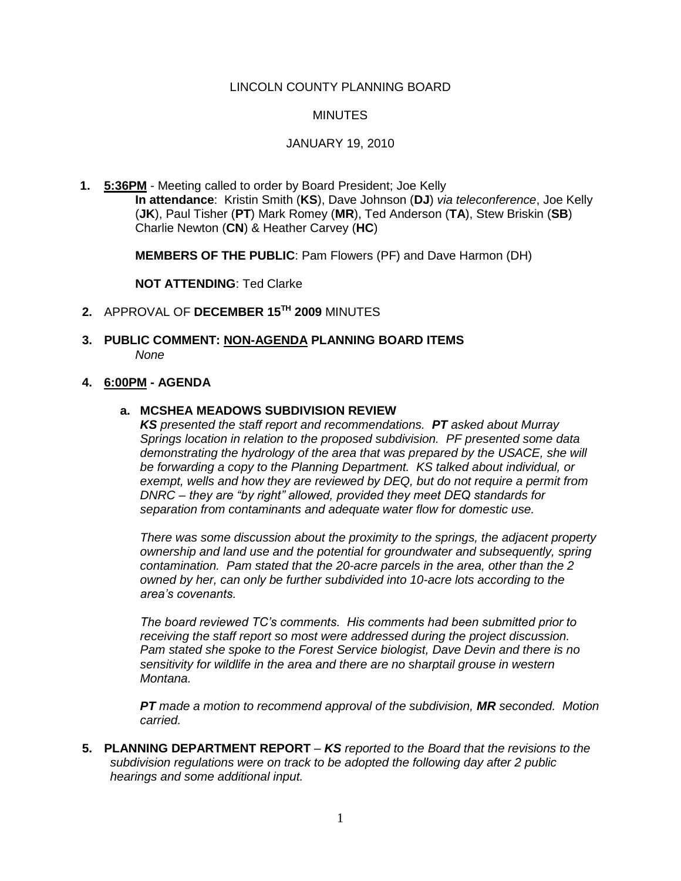LINCOLN COUNTY PLANNING BOARD

MINUTES

JANUARY 19, 2010

1. **5:36PM** - Meeting called to order by Board President; Joe Kelly
   **In attendance**: Kristin Smith (**KS**), Dave Johnson (**DJ**) *via teleconference*, Joe Kelly (**JK**), Paul Tisher (**PT**) Mark Romey (**MR**), Ted Anderson (**TA**), Stew Briskin (**SB**) Charlie Newton (**CN**) & Heather Carvey (**HC**)

   **MEMBERS OF THE PUBLIC**: Pam Flowers (PF) and Dave Harmon (DH)

   **NOT ATTENDING**: Ted Clarke

2. APPROVAL OF **DECEMBER 15TH 2009** MINUTES

3. **PUBLIC COMMENT: NON-AGENDA PLANNING BOARD ITEMS**
   *None*

4. **6:00PM - AGENDA**

   a. **MCSHEA MEADOWS SUBDIVISION REVIEW**
   ***KS** presented the staff report and recommendations. **PT** asked about Murray Springs location in relation to the proposed subdivision. PF presented some data demonstrating the hydrology of the area that was prepared by the USACE, she will be forwarding a copy to the Planning Department. KS talked about individual, or exempt, wells and how they are reviewed by DEQ, but do not require a permit from DNRC – they are "by right" allowed, provided they meet DEQ standards for separation from contaminants and adequate water flow for domestic use.*

   *There was some discussion about the proximity to the springs, the adjacent property ownership and land use and the potential for groundwater and subsequently, spring contamination. Pam stated that the 20-acre parcels in the area, other than the 2 owned by her, can only be further subdivided into 10-acre lots according to the area's covenants.*

   *The board reviewed TC's comments. His comments had been submitted prior to receiving the staff report so most were addressed during the project discussion. Pam stated she spoke to the Forest Service biologist, Dave Devin and there is no sensitivity for wildlife in the area and there are no sharptail grouse in western Montana.*

   ***PT** made a motion to recommend approval of the subdivision, **MR** seconded. Motion carried.*

5. **PLANNING DEPARTMENT REPORT** – ***KS** reported to the Board that the revisions to the subdivision regulations were on track to be adopted the following day after 2 public hearings and some additional input.*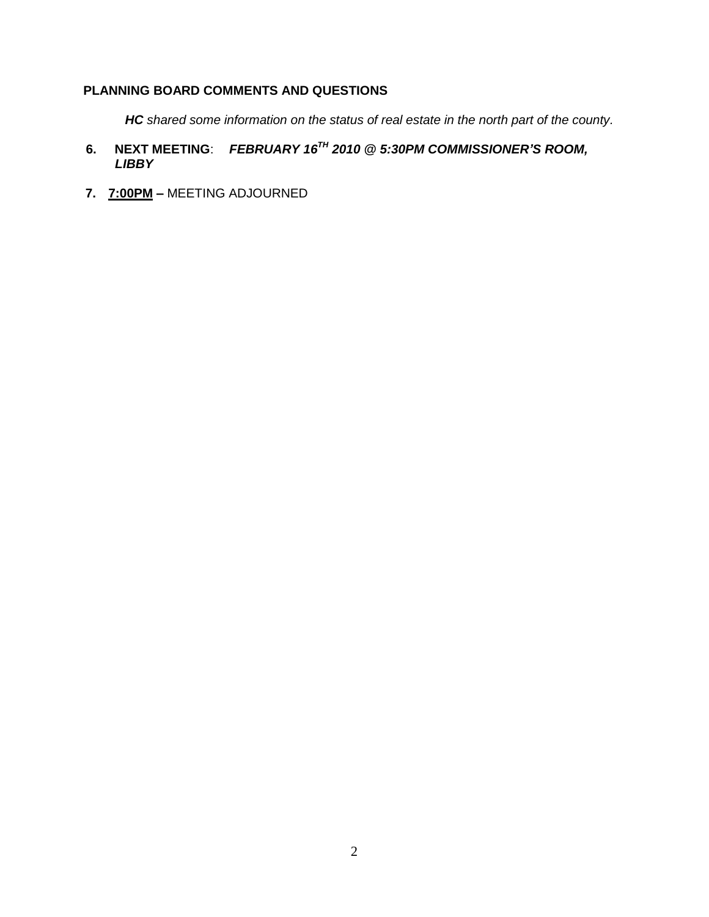**PLANNING BOARD COMMENTS AND QUESTIONS**

***HC*** *shared some information on the status of real estate in the north part of the county.*

6. **NEXT MEETING**: ***FEBRUARY 16TH 2010 @ 5:30PM COMMISSIONER'S ROOM, LIBBY***

7. **7:00PM –** MEETING ADJOURNED